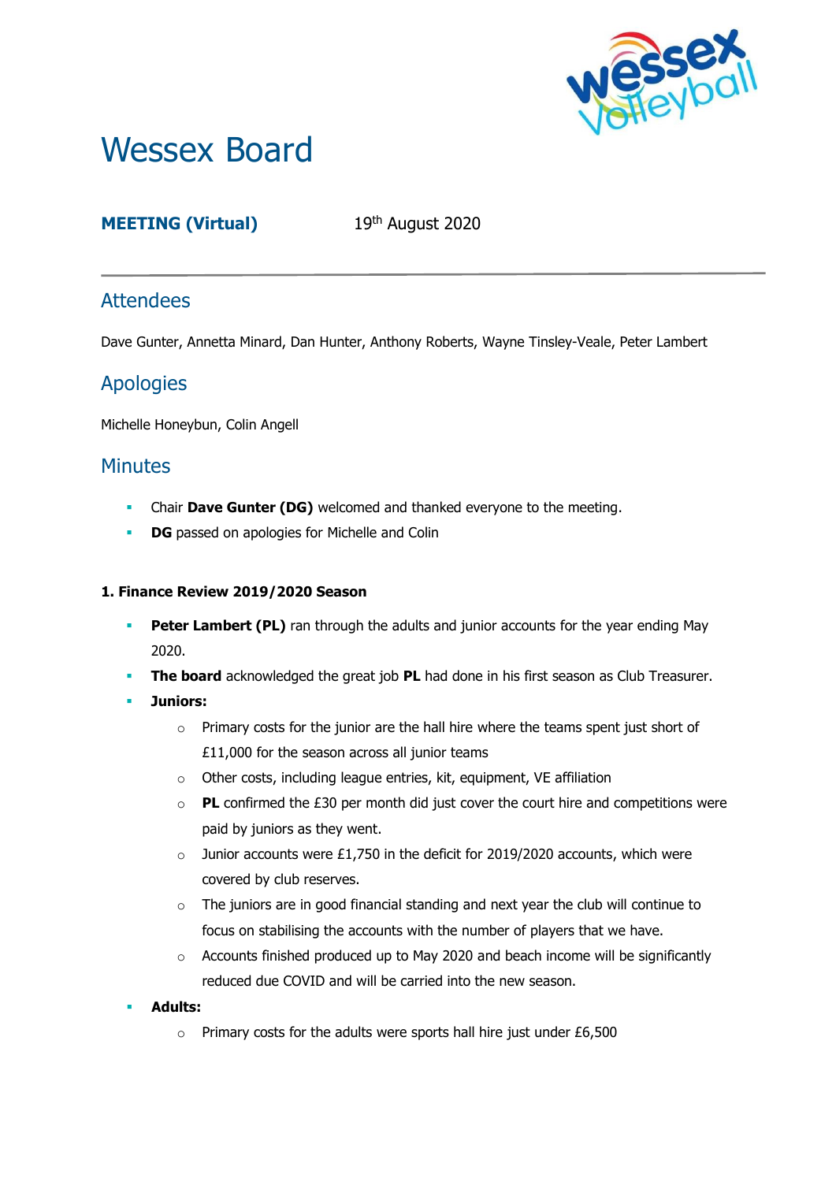# Wessex Board

**MEETING (Virtual)** 19th August 2020

---

## Attendees

Dave Gunter, Annetta Minard, Dan Hunter, Anthony Roberts, Wayne Tinsley-Veale, Peter Lambert

## Apologies

Michelle Honeybun, Colin Angell

## Minutes

- Chair **Dave Gunter (DG)** welcomed and thanked everyone to the meeting.
- **DG** passed on apologies for Michelle and Colin

**1. Finance Review 2019/2020 Season**

- **Peter Lambert (PL)** ran through the adults and junior accounts for the year ending May 2020.
- **The board** acknowledged the great job **PL** had done in his first season as Club Treasurer.
- **Juniors:**
    - Primary costs for the junior are the hall hire where the teams spent just short of £11,000 for the season across all junior teams
    - Other costs, including league entries, kit, equipment, VE affiliation
    - **PL** confirmed the £30 per month did just cover the court hire and competitions were paid by juniors as they went.
    - Junior accounts were £1,750 in the deficit for 2019/2020 accounts, which were covered by club reserves.
    - The juniors are in good financial standing and next year the club will continue to focus on stabilising the accounts with the number of players that we have.
    - Accounts finished produced up to May 2020 and beach income will be significantly reduced due COVID and will be carried into the new season.
- **Adults:**
    - Primary costs for the adults were sports hall hire just under £6,500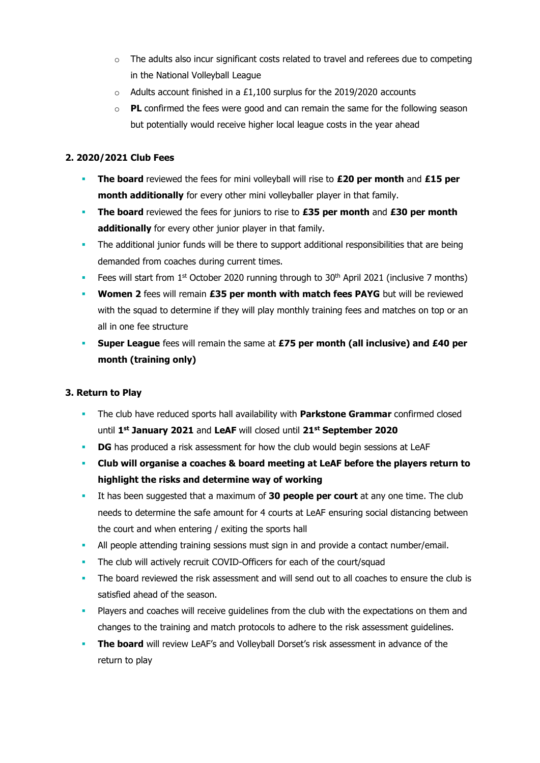- The adults also incur significant costs related to travel and referees due to competing in the National Volleyball League
- Adults account finished in a £1,100 surplus for the 2019/2020 accounts
- **PL** confirmed the fees were good and can remain the same for the following season but potentially would receive higher local league costs in the year ahead

**2. 2020/2021 Club Fees**

- **The board** reviewed the fees for mini volleyball will rise to **£20 per month** and **£15 per month additionally** for every other mini volleyballer player in that family.
- **The board** reviewed the fees for juniors to rise to **£35 per month** and **£30 per month additionally** for every other junior player in that family.
- The additional junior funds will be there to support additional responsibilities that are being demanded from coaches during current times.
- Fees will start from 1st October 2020 running through to 30th April 2021 (inclusive 7 months)
- **Women 2** fees will remain **£35 per month with match fees PAYG** but will be reviewed with the squad to determine if they will play monthly training fees and matches on top or an all in one fee structure
- **Super League** fees will remain the same at **£75 per month (all inclusive) and £40 per month (training only)**

**3. Return to Play**

- The club have reduced sports hall availability with **Parkstone Grammar** confirmed closed until **1st January 2021** and **LeAF** will closed until **21st September 2020**
- **DG** has produced a risk assessment for how the club would begin sessions at LeAF
- **Club will organise a coaches & board meeting at LeAF before the players return to highlight the risks and determine way of working**
- It has been suggested that a maximum of **30 people per court** at any one time. The club needs to determine the safe amount for 4 courts at LeAF ensuring social distancing between the court and when entering / exiting the sports hall
- All people attending training sessions must sign in and provide a contact number/email.
- The club will actively recruit COVID-Officers for each of the court/squad
- The board reviewed the risk assessment and will send out to all coaches to ensure the club is satisfied ahead of the season.
- Players and coaches will receive guidelines from the club with the expectations on them and changes to the training and match protocols to adhere to the risk assessment guidelines.
- **The board** will review LeAF's and Volleyball Dorset's risk assessment in advance of the return to play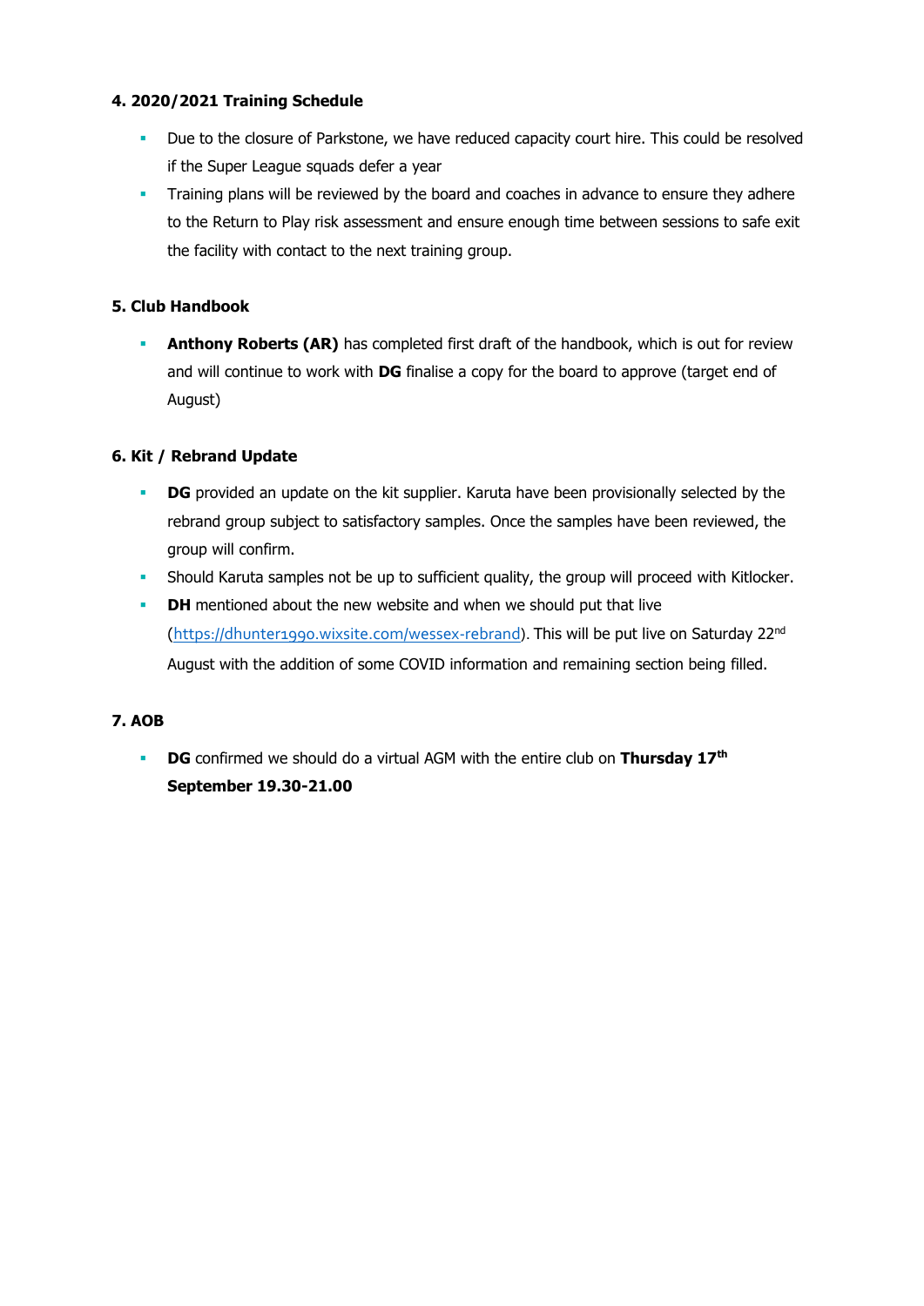**4. 2020/2021 Training Schedule**

- Due to the closure of Parkstone, we have reduced capacity court hire. This could be resolved if the Super League squads defer a year
- Training plans will be reviewed by the board and coaches in advance to ensure they adhere to the Return to Play risk assessment and ensure enough time between sessions to safe exit the facility with contact to the next training group.

**5. Club Handbook**

- **Anthony Roberts (AR)** has completed first draft of the handbook, which is out for review and will continue to work with **DG** finalise a copy for the board to approve (target end of August)

**6. Kit / Rebrand Update**

- **DG** provided an update on the kit supplier. Karuta have been provisionally selected by the rebrand group subject to satisfactory samples. Once the samples have been reviewed, the group will confirm.
- Should Karuta samples not be up to sufficient quality, the group will proceed with Kitlocker.
- **DH** mentioned about the new website and when we should put that live (https://dhunter1990.wixsite.com/wessex-rebrand). This will be put live on Saturday 22nd August with the addition of some COVID information and remaining section being filled.

**7. AOB**

- **DG** confirmed we should do a virtual AGM with the entire club on **Thursday 17th September 19.30-21.00**